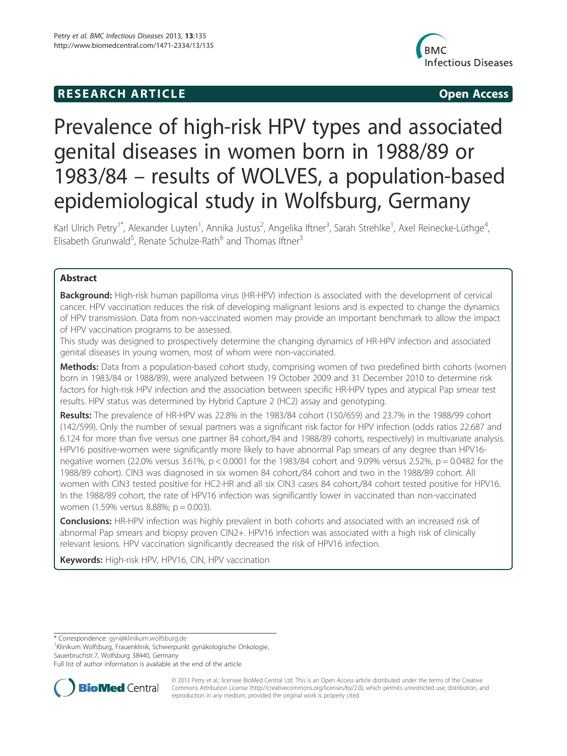**RESEARCH ARTICLE** **Open Access**

# Prevalence of high-risk HPV types and associated genital diseases in women born in 1988/89 or 1983/84 – results of WOLVES, a population-based epidemiological study in Wolfsburg, Germany

Karl Ulrich Petry[1*], Alexander Luyten[1], Annika Justus[2], Angelika Iftner[3], Sarah Strehlke[1], Axel Reinecke-Lüthge[4], Elisabeth Grunwald[5], Renate Schulze-Rath[6] and Thomas Iftner[3]

## Abstract

**Background:** High-risk human papilloma virus (HR-HPV) infection is associated with the development of cervical cancer. HPV vaccination reduces the risk of developing malignant lesions and is expected to change the dynamics of HPV transmission. Data from non-vaccinated women may provide an important benchmark to allow the impact of HPV vaccination programs to be assessed.

This study was designed to prospectively determine the changing dynamics of HR-HPV infection and associated genital diseases in young women, most of whom were non-vaccinated.

**Methods:** Data from a population-based cohort study, comprising women of two predefined birth cohorts (women born in 1983/84 or 1988/89), were analyzed between 19 October 2009 and 31 December 2010 to determine risk factors for high-risk HPV infection and the association between specific HR-HPV types and atypical Pap smear test results. HPV status was determined by Hybrid Capture 2 (HC2) assay and genotyping.

**Results:** The prevalence of HR-HPV was 22.8% in the 1983/84 cohort (150/659) and 23.7% in the 1988/99 cohort (142/599). Only the number of sexual partners was a significant risk factor for HPV infection (odds ratios 22.687 and 6.124 for more than five versus one partner 84 cohort,/84 and 1988/89 cohorts, respectively) in multivariate analysis. HPV16 positive-women were significantly more likely to have abnormal Pap smears of any degree than HPV16-negative women (22.0% versus 3.61%, $p < 0.0001$ for the 1983/84 cohort and 9.09% versus 2.52%, $p = 0.0482$ for the 1988/89 cohort). CIN3 was diagnosed in six women 84 cohort,/84 cohort and two in the 1988/89 cohort. All women with CIN3 tested positive for HC2-HR and all six CIN3 cases 84 cohort,/84 cohort tested positive for HPV16. In the 1988/89 cohort, the rate of HPV16 infection was significantly lower in vaccinated than non-vaccinated women (1.59% versus 8.88%; $p = 0.003$).

**Conclusions:** HR-HPV infection was highly prevalent in both cohorts and associated with an increased risk of abnormal Pap smears and biopsy proven CIN2+. HPV16 infection was associated with a high risk of clinically relevant lesions. HPV vaccination significantly decreased the risk of HPV16 infection.

**Keywords:** High-risk HPV, HPV16, CIN, HPV vaccination

\* Correspondence: gyn@klinikum.wolfsburg.de
[1]Klinikum Wolfsburg, Frauenklinik, Schwerpunkt gynäkologische Onkologie, Sauerbruchstr.7, Wolfsburg 38440, Germany
Full list of author information is available at the end of the article

© 2013 Petry et al.; licensee BioMed Central Ltd. This is an Open Access article distributed under the terms of the Creative Commons Attribution License (http://creativecommons.org/licenses/by/2.0), which permits unrestricted use, distribution, and reproduction in any medium, provided the original work is properly cited.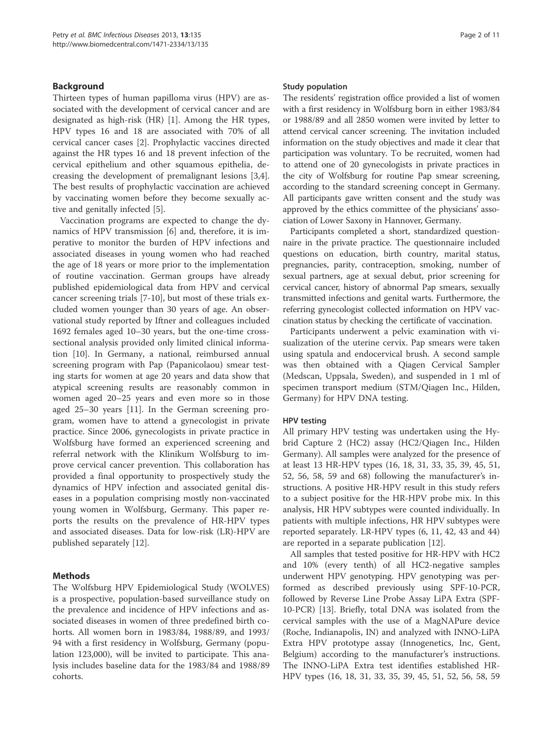## Background

Thirteen types of human papilloma virus (HPV) are associated with the development of cervical cancer and are designated as high-risk (HR) [1]. Among the HR types, HPV types 16 and 18 are associated with 70% of all cervical cancer cases [2]. Prophylactic vaccines directed against the HR types 16 and 18 prevent infection of the cervical epithelium and other squamous epithelia, decreasing the development of premalignant lesions [3,4]. The best results of prophylactic vaccination are achieved by vaccinating women before they become sexually active and genitally infected [5].

Vaccination programs are expected to change the dynamics of HPV transmission [6] and, therefore, it is imperative to monitor the burden of HPV infections and associated diseases in young women who had reached the age of 18 years or more prior to the implementation of routine vaccination. German groups have already published epidemiological data from HPV and cervical cancer screening trials [7-10], but most of these trials excluded women younger than 30 years of age. An observational study reported by Iftner and colleagues included 1692 females aged 10–30 years, but the one-time cross-sectional analysis provided only limited clinical information [10]. In Germany, a national, reimbursed annual screening program with Pap (Papanicolaou) smear testing starts for women at age 20 years and data show that atypical screening results are reasonably common in women aged 20–25 years and even more so in those aged 25–30 years [11]. In the German screening program, women have to attend a gynecologist in private practice. Since 2006, gynecologists in private practice in Wolfsburg have formed an experienced screening and referral network with the Klinikum Wolfsburg to improve cervical cancer prevention. This collaboration has provided a final opportunity to prospectively study the dynamics of HPV infection and associated genital diseases in a population comprising mostly non-vaccinated young women in Wolfsburg, Germany. This paper reports the results on the prevalence of HR-HPV types and associated diseases. Data for low-risk (LR)-HPV are published separately [12].

## Methods

The Wolfsburg HPV Epidemiological Study (WOLVES) is a prospective, population-based surveillance study on the prevalence and incidence of HPV infections and associated diseases in women of three predefined birth cohorts. All women born in 1983/84, 1988/89, and 1993/94 with a first residency in Wolfsburg, Germany (population 123,000), will be invited to participate. This analysis includes baseline data for the 1983/84 and 1988/89 cohorts.

### Study population

The residents' registration office provided a list of women with a first residency in Wolfsburg born in either 1983/84 or 1988/89 and all 2850 women were invited by letter to attend cervical cancer screening. The invitation included information on the study objectives and made it clear that participation was voluntary. To be recruited, women had to attend one of 20 gynecologists in private practices in the city of Wolfsburg for routine Pap smear screening, according to the standard screening concept in Germany. All participants gave written consent and the study was approved by the ethics committee of the physicians' association of Lower Saxony in Hannover, Germany.

Participants completed a short, standardized questionnaire in the private practice. The questionnaire included questions on education, birth country, marital status, pregnancies, parity, contraception, smoking, number of sexual partners, age at sexual debut, prior screening for cervical cancer, history of abnormal Pap smears, sexually transmitted infections and genital warts. Furthermore, the referring gynecologist collected information on HPV vaccination status by checking the certificate of vaccination.

Participants underwent a pelvic examination with visualization of the uterine cervix. Pap smears were taken using spatula and endocervical brush. A second sample was then obtained with a Qiagen Cervical Sampler (Medscan, Uppsala, Sweden), and suspended in 1 ml of specimen transport medium (STM/Qiagen Inc., Hilden, Germany) for HPV DNA testing.

### HPV testing

All primary HPV testing was undertaken using the Hybrid Capture 2 (HC2) assay (HC2/Qiagen Inc., Hilden Germany). All samples were analyzed for the presence of at least 13 HR-HPV types (16, 18, 31, 33, 35, 39, 45, 51, 52, 56, 58, 59 and 68) following the manufacturer's instructions. A positive HR-HPV result in this study refers to a subject positive for the HR-HPV probe mix. In this analysis, HR HPV subtypes were counted individually. In patients with multiple infections, HR HPV subtypes were reported separately. LR-HPV types (6, 11, 42, 43 and 44) are reported in a separate publication [12].

All samples that tested positive for HR-HPV with HC2 and 10% (every tenth) of all HC2-negative samples underwent HPV genotyping. HPV genotyping was performed as described previously using SPF-10-PCR, followed by Reverse Line Probe Assay LiPA Extra (SPF-10-PCR) [13]. Briefly, total DNA was isolated from the cervical samples with the use of a MagNAPure device (Roche, Indianapolis, IN) and analyzed with INNO-LiPA Extra HPV prototype assay (Innogenetics, Inc, Gent, Belgium) according to the manufacturer's instructions. The INNO-LiPA Extra test identifies established HR-HPV types (16, 18, 31, 33, 35, 39, 45, 51, 52, 56, 58, 59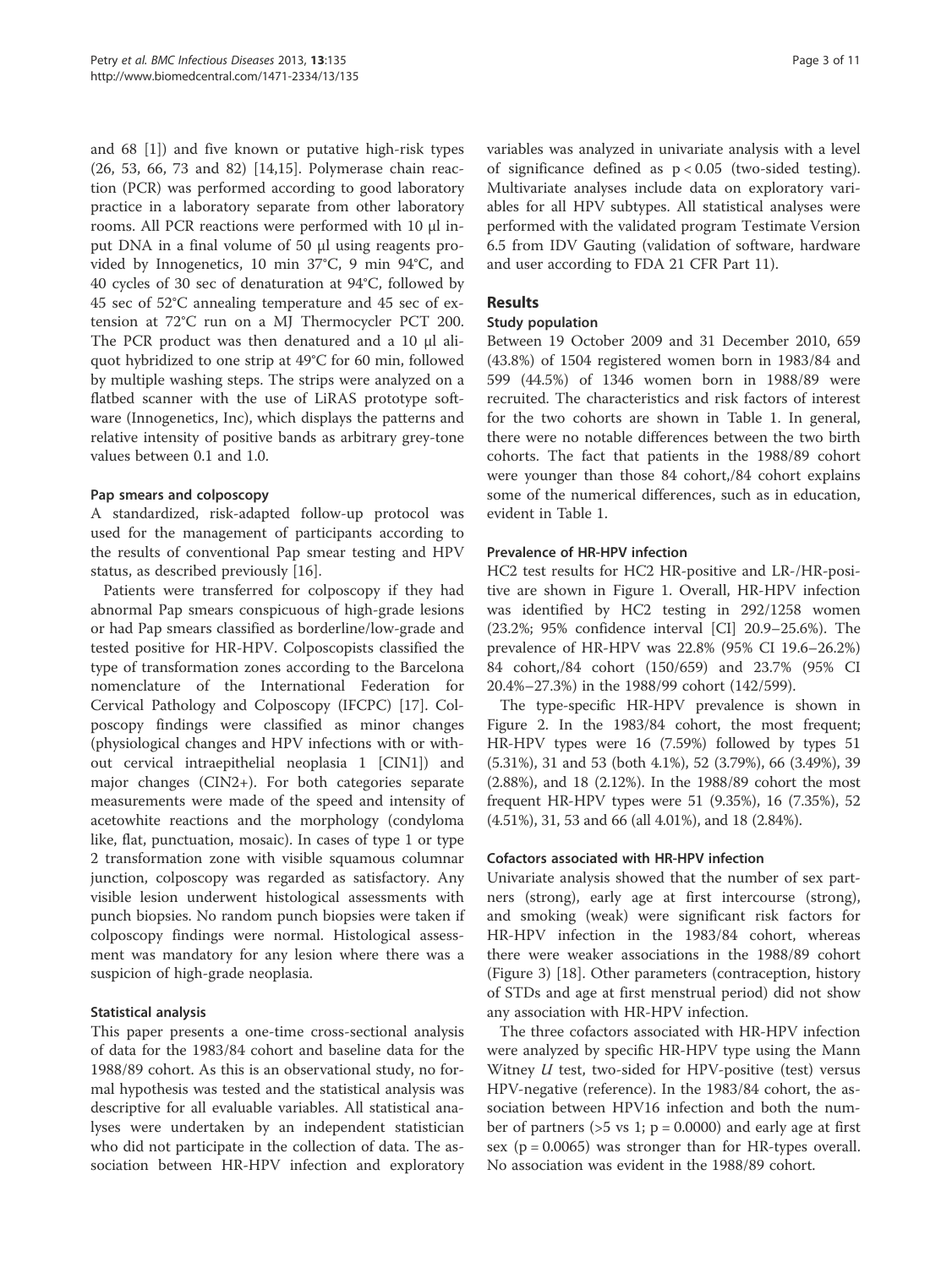and 68 [1]) and five known or putative high-risk types (26, 53, 66, 73 and 82) [14,15]. Polymerase chain reaction (PCR) was performed according to good laboratory practice in a laboratory separate from other laboratory rooms. All PCR reactions were performed with 10 µl input DNA in a final volume of 50 µl using reagents provided by Innogenetics, 10 min 37°C, 9 min 94°C, and 40 cycles of 30 sec of denaturation at 94°C, followed by 45 sec of 52°C annealing temperature and 45 sec of extension at 72°C run on a MJ Thermocycler PCT 200. The PCR product was then denatured and a 10 µl aliquot hybridized to one strip at 49°C for 60 min, followed by multiple washing steps. The strips were analyzed on a flatbed scanner with the use of LiRAS prototype software (Innogenetics, Inc), which displays the patterns and relative intensity of positive bands as arbitrary grey-tone values between 0.1 and 1.0.

### Pap smears and colposcopy

A standardized, risk-adapted follow-up protocol was used for the management of participants according to the results of conventional Pap smear testing and HPV status, as described previously [16].

Patients were transferred for colposcopy if they had abnormal Pap smears conspicuous of high-grade lesions or had Pap smears classified as borderline/low-grade and tested positive for HR-HPV. Colposcopists classified the type of transformation zones according to the Barcelona nomenclature of the International Federation for Cervical Pathology and Colposcopy (IFCPC) [17]. Colposcopy findings were classified as minor changes (physiological changes and HPV infections with or without cervical intraepithelial neoplasia 1 [CIN1]) and major changes (CIN2+). For both categories separate measurements were made of the speed and intensity of acetowhite reactions and the morphology (condyloma like, flat, punctuation, mosaic). In cases of type 1 or type 2 transformation zone with visible squamous columnar junction, colposcopy was regarded as satisfactory. Any visible lesion underwent histological assessments with punch biopsies. No random punch biopsies were taken if colposcopy findings were normal. Histological assessment was mandatory for any lesion where there was a suspicion of high-grade neoplasia.

### Statistical analysis

This paper presents a one-time cross-sectional analysis of data for the 1983/84 cohort and baseline data for the 1988/89 cohort. As this is an observational study, no formal hypothesis was tested and the statistical analysis was descriptive for all evaluable variables. All statistical analyses were undertaken by an independent statistician who did not participate in the collection of data. The association between HR-HPV infection and exploratory variables was analyzed in univariate analysis with a level of significance defined as $p < 0.05$ (two-sided testing). Multivariate analyses include data on exploratory variables for all HPV subtypes. All statistical analyses were performed with the validated program Testimate Version 6.5 from IDV Gauting (validation of software, hardware and user according to FDA 21 CFR Part 11).

## Results

### Study population

Between 19 October 2009 and 31 December 2010, 659 (43.8%) of 1504 registered women born in 1983/84 and 599 (44.5%) of 1346 women born in 1988/89 were recruited. The characteristics and risk factors of interest for the two cohorts are shown in Table 1. In general, there were no notable differences between the two birth cohorts. The fact that patients in the 1988/89 cohort were younger than those 84 cohort,/84 cohort explains some of the numerical differences, such as in education, evident in Table 1.

### Prevalence of HR-HPV infection

HC2 test results for HC2 HR-positive and LR-/HR-positive are shown in Figure 1. Overall, HR-HPV infection was identified by HC2 testing in 292/1258 women (23.2%; 95% confidence interval [CI] 20.9–25.6%). The prevalence of HR-HPV was 22.8% (95% CI 19.6–26.2%) 84 cohort,/84 cohort (150/659) and 23.7% (95% CI 20.4%–27.3%) in the 1988/99 cohort (142/599).

The type-specific HR-HPV prevalence is shown in Figure 2. In the 1983/84 cohort, the most frequent; HR-HPV types were 16 (7.59%) followed by types 51 (5.31%), 31 and 53 (both 4.1%), 52 (3.79%), 66 (3.49%), 39 (2.88%), and 18 (2.12%). In the 1988/89 cohort the most frequent HR-HPV types were 51 (9.35%), 16 (7.35%), 52 (4.51%), 31, 53 and 66 (all 4.01%), and 18 (2.84%).

### Cofactors associated with HR-HPV infection

Univariate analysis showed that the number of sex partners (strong), early age at first intercourse (strong), and smoking (weak) were significant risk factors for HR-HPV infection in the 1983/84 cohort, whereas there were weaker associations in the 1988/89 cohort (Figure 3) [18]. Other parameters (contraception, history of STDs and age at first menstrual period) did not show any association with HR-HPV infection.

The three cofactors associated with HR-HPV infection were analyzed by specific HR-HPV type using the Mann Witney *U* test, two-sided for HPV-positive (test) versus HPV-negative (reference). In the 1983/84 cohort, the association between HPV16 infection and both the number of partners (>5 vs 1; $p = 0.0000$) and early age at first sex ($p = 0.0065$) was stronger than for HR-types overall. No association was evident in the 1988/89 cohort.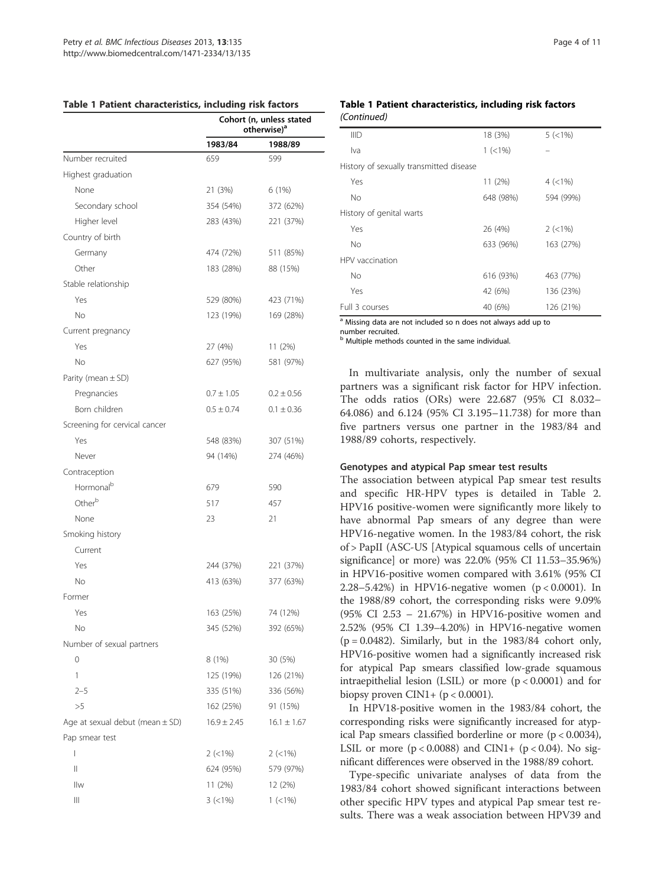**Table 1 Patient characteristics, including risk factors**

| | Cohort (n, unless stated otherwise)[a] | |
|---|---|---|
| | 1983/84 | 1988/89 |
| Number recruited | 659 | 599 |
| Highest graduation | | |
| None | 21 (3%) | 6 (1%) |
| Secondary school | 354 (54%) | 372 (62%) |
| Higher level | 283 (43%) | 221 (37%) |
| Country of birth | | |
| Germany | 474 (72%) | 511 (85%) |
| Other | 183 (28%) | 88 (15%) |
| Stable relationship | | |
| Yes | 529 (80%) | 423 (71%) |
| No | 123 (19%) | 169 (28%) |
| Current pregnancy | | |
| Yes | 27 (4%) | 11 (2%) |
| No | 627 (95%) | 581 (97%) |
| Parity (mean ± SD) | | |
| Pregnancies | 0.7 ± 1.05 | 0.2 ± 0.56 |
| Born children | 0.5 ± 0.74 | 0.1 ± 0.36 |
| Screening for cervical cancer | | |
| Yes | 548 (83%) | 307 (51%) |
| Never | 94 (14%) | 274 (46%) |
| Contraception | | |
| Hormonal[b] | 679 | 590 |
| Other[b] | 517 | 457 |
| None | 23 | 21 |
| Smoking history | | |
| Current | | |
| Yes | 244 (37%) | 221 (37%) |
| No | 413 (63%) | 377 (63%) |
| Former | | |
| Yes | 163 (25%) | 74 (12%) |
| No | 345 (52%) | 392 (65%) |
| Number of sexual partners | | |
| 0 | 8 (1%) | 30 (5%) |
| 1 | 125 (19%) | 126 (21%) |
| 2–5 | 335 (51%) | 336 (56%) |
| >5 | 162 (25%) | 91 (15%) |
| Age at sexual debut (mean ± SD) | 16.9 ± 2.45 | 16.1 ± 1.67 |
| Pap smear test | | |
| I | 2 (<1%) | 2 (<1%) |
| II | 624 (95%) | 579 (97%) |
| IIw | 11 (2%) | 12 (2%) |
| III | 3 (<1%) | 1 (<1%) |
| IIID | 18 (3%) | 5 (<1%) |
| Iva | 1 (<1%) | – |
| History of sexually transmitted disease | | |
| Yes | 11 (2%) | 4 (<1%) |
| No | 648 (98%) | 594 (99%) |
| History of genital warts | | |
| Yes | 26 (4%) | 2 (<1%) |
| No | 633 (96%) | 163 (27%) |
| HPV vaccination | | |
| No | 616 (93%) | 463 (77%) |
| Yes | 42 (6%) | 136 (23%) |
| Full 3 courses | 40 (6%) | 126 (21%) |

[a] Missing data are not included so n does not always add up to number recruited.
[b] Multiple methods counted in the same individual.

In multivariate analysis, only the number of sexual partners was a significant risk factor for HPV infection. The odds ratios (ORs) were 22.687 (95% CI 8.032–64.086) and 6.124 (95% CI 3.195–11.738) for more than five partners versus one partner in the 1983/84 and 1988/89 cohorts, respectively.

### Genotypes and atypical Pap smear test results

The association between atypical Pap smear test results and specific HR-HPV types is detailed in Table 2. HPV16 positive-women were significantly more likely to have abnormal Pap smears of any degree than were HPV16-negative women. In the 1983/84 cohort, the risk of > PapII (ASC-US [Atypical squamous cells of uncertain significance] or more) was 22.0% (95% CI 11.53–35.96%) in HPV16-positive women compared with 3.61% (95% CI 2.28–5.42%) in HPV16-negative women ($p < 0.0001$). In the 1988/89 cohort, the corresponding risks were 9.09% (95% CI 2.53 – 21.67%) in HPV16-positive women and 2.52% (95% CI 1.39–4.20%) in HPV16-negative women ($p = 0.0482$). Similarly, but in the 1983/84 cohort only, HPV16-positive women had a significantly increased risk for atypical Pap smears classified low-grade squamous intraepithelial lesion (LSIL) or more ($p < 0.0001$) and for biopsy proven CIN1+ ($p < 0.0001$).

In HPV18-positive women in the 1983/84 cohort, the corresponding risks were significantly increased for atypical Pap smears classified borderline or more ($p < 0.0034$), LSIL or more ($p < 0.0088$) and CIN1+ ($p < 0.04$). No significant differences were observed in the 1988/89 cohort.

Type-specific univariate analyses of data from the 1983/84 cohort showed significant interactions between other specific HPV types and atypical Pap smear test results. There was a weak association between HPV39 and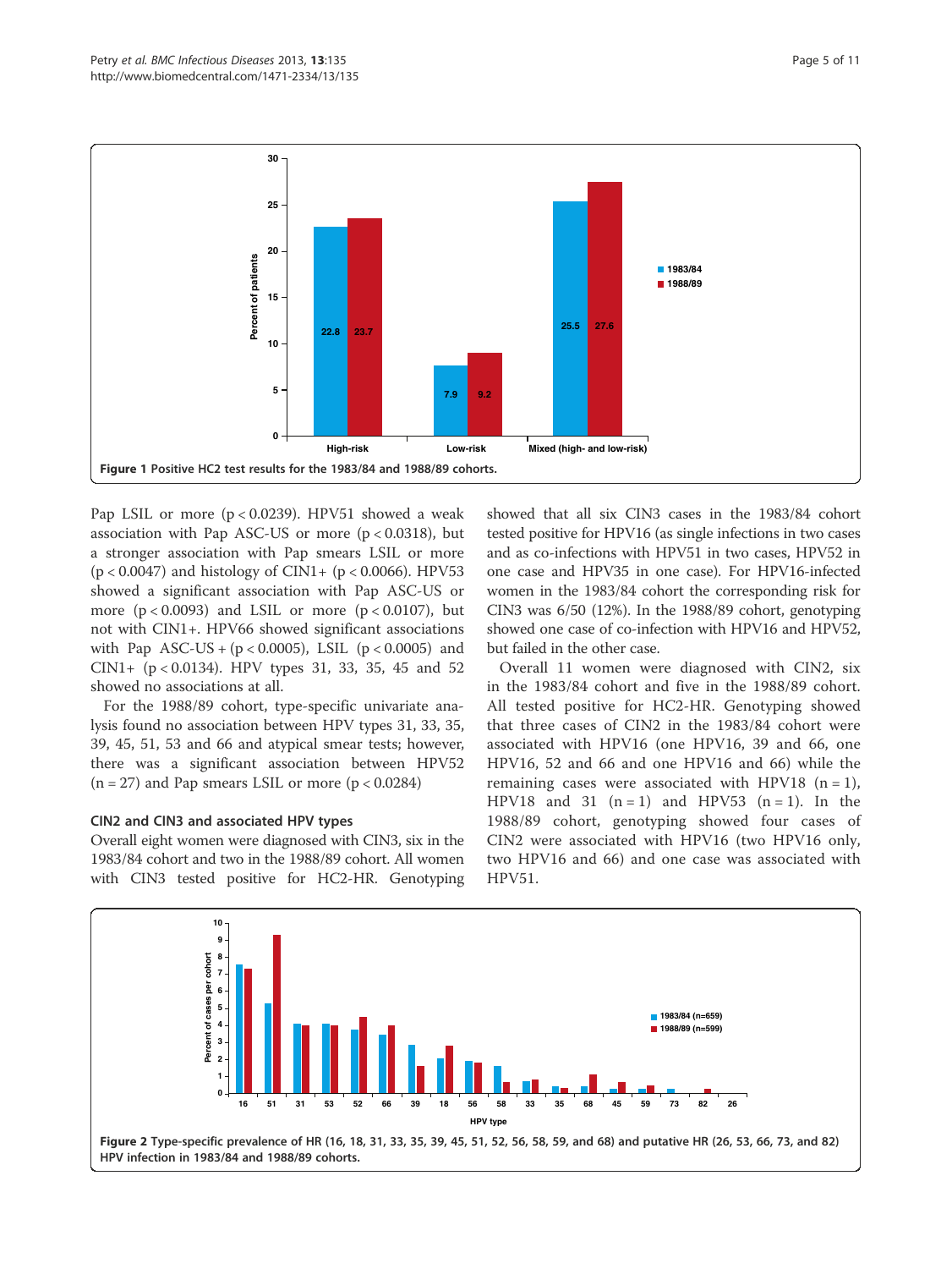Figure 1 Positive HC2 test results for the 1983/84 and 1988/89 cohorts.

Pap LSIL or more ($p < 0.0239$). HPV51 showed a weak association with Pap ASC-US or more ($p < 0.0318$), but a stronger association with Pap smears LSIL or more ($p < 0.0047$) and histology of CIN1+ ($p < 0.0066$). HPV53 showed a significant association with Pap ASC-US or more ($p < 0.0093$) and LSIL or more ($p < 0.0107$), but not with CIN1+. HPV66 showed significant associations with Pap ASC-US + ($p < 0.0005$), LSIL ($p < 0.0005$) and CIN1+ ($p < 0.0134$). HPV types 31, 33, 35, 45 and 52 showed no associations at all.

For the 1988/89 cohort, type-specific univariate analysis found no association between HPV types 31, 33, 35, 39, 45, 51, 53 and 66 and atypical smear tests; however, there was a significant association between HPV52 ($n = 27$) and Pap smears LSIL or more ($p < 0.0284$)

### CIN2 and CIN3 and associated HPV types

Overall eight women were diagnosed with CIN3, six in the 1983/84 cohort and two in the 1988/89 cohort. All women with CIN3 tested positive for HC2-HR. Genotyping showed that all six CIN3 cases in the 1983/84 cohort tested positive for HPV16 (as single infections in two cases and as co-infections with HPV51 in two cases, HPV52 in one case and HPV35 in one case). For HPV16-infected women in the 1983/84 cohort the corresponding risk for CIN3 was 6/50 (12%). In the 1988/89 cohort, genotyping showed one case of co-infection with HPV16 and HPV52, but failed in the other case.

Overall 11 women were diagnosed with CIN2, six in the 1983/84 cohort and five in the 1988/89 cohort. All tested positive for HC2-HR. Genotyping showed that three cases of CIN2 in the 1983/84 cohort were associated with HPV16 (one HPV16, 39 and 66, one HPV16, 52 and 66 and one HPV16 and 66) while the remaining cases were associated with HPV18 ($n = 1$), HPV18 and 31 ($n = 1$) and HPV53 ($n = 1$). In the 1988/89 cohort, genotyping showed four cases of CIN2 were associated with HPV16 (two HPV16 only, two HPV16 and 66) and one case was associated with HPV51.

Figure 2 Type-specific prevalence of HR (16, 18, 31, 33, 35, 39, 45, 51, 52, 56, 58, 59, and 68) and putative HR (26, 53, 66, 73, and 82) HPV infection in 1983/84 and 1988/89 cohorts.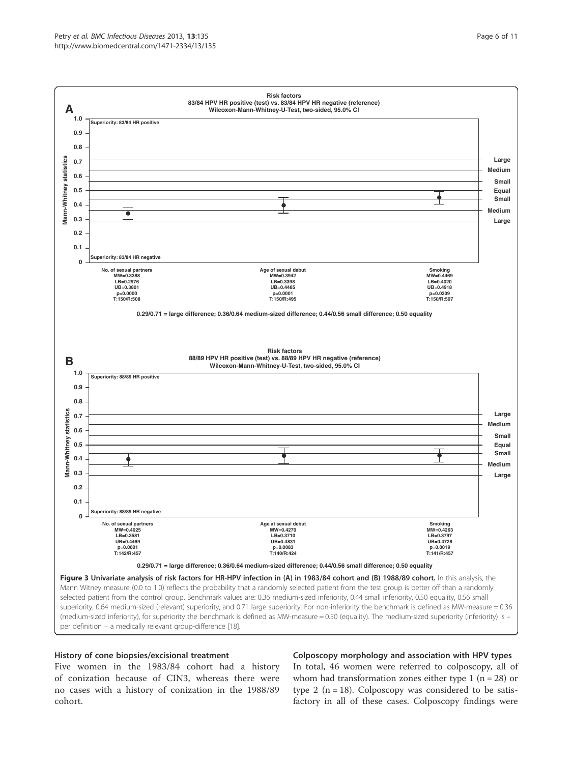**Figure 3 Univariate analysis of risk factors for HR-HPV infection in (A) in 1983/84 cohort and (B) 1988/89 cohort.** In this analysis, the Mann Witney measure (0.0 to 1.0) reflects the probability that a randomly selected patient from the test group is better off than a randomly selected patient from the control group. Benchmark values are: 0.36 medium-sized inferiority, 0.44 small inferiority, 0.50 equality, 0.56 small superiority, 0.64 medium-sized (relevant) superiority, and 0.71 large superiority. For non-inferiority the benchmark is defined as MW-measure = 0.36 (medium-sized inferiority), for superiority the benchmark is defined as MW-measure = 0.50 (equality). The medium-sized superiority (inferiority) is – per definition – a medically relevant group-difference [18].

### History of cone biopsies/excisional treatment

Five women in the 1983/84 cohort had a history of conization because of CIN3, whereas there were no cases with a history of conization in the 1988/89 cohort.

### Colposcopy morphology and association with HPV types

In total, 46 women were referred to colposcopy, all of whom had transformation zones either type 1 (n = 28) or type 2 (n = 18). Colposcopy was considered to be satisfactory in all of these cases. Colposcopy findings were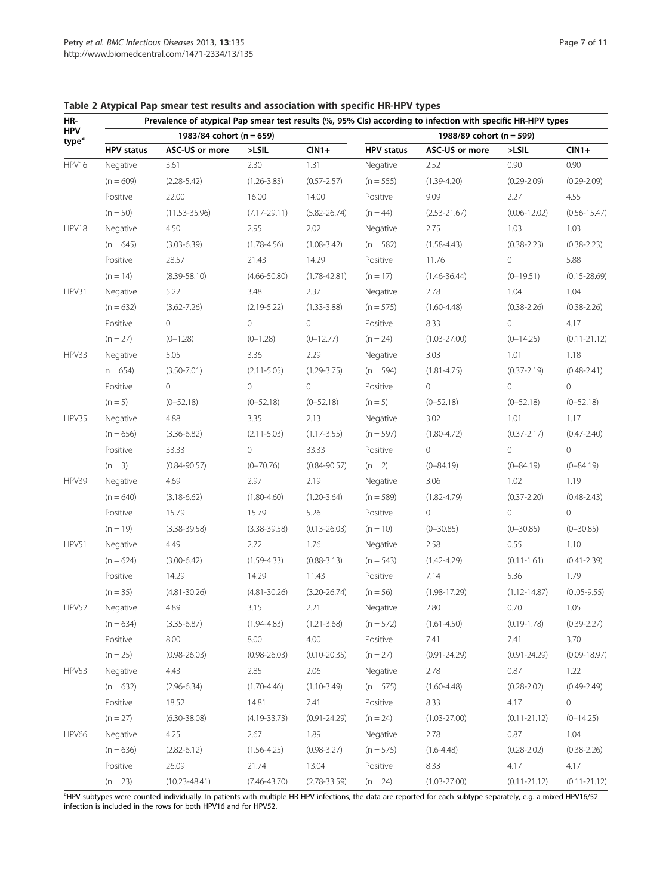**Table 2 Atypical Pap smear test results and association with specific HR-HPV types**

| HR-HPV type[a] | Prevalence of atypical Pap smear test results (%, 95% CIs) according to infection with specific HR-HPV types | | | | | | | |
|---|---|---|---|---|---|---|---|---|
| | 1983/84 cohort (n = 659) | | | | 1988/89 cohort (n = 599) | | | |
| | HPV status | ASC-US or more | >LSIL | CIN1+ | HPV status | ASC-US or more | >LSIL | CIN1+ |
| HPV16 | Negative | 3.61 | 2.30 | 1.31 | Negative | 2.52 | 0.90 | 0.90 |
| | (n = 609) | (2.28-5.42) | (1.26-3.83) | (0.57-2.57) | (n = 555) | (1.39-4.20) | (0.29-2.09) | (0.29-2.09) |
| | Positive | 22.00 | 16.00 | 14.00 | Positive | 9.09 | 2.27 | 4.55 |
| | (n = 50) | (11.53-35.96) | (7.17-29.11) | (5.82-26.74) | (n = 44) | (2.53-21.67) | (0.06-12.02) | (0.56-15.47) |
| HPV18 | Negative | 4.50 | 2.95 | 2.02 | Negative | 2.75 | 1.03 | 1.03 |
| | (n = 645) | (3.03-6.39) | (1.78-4.56) | (1.08-3.42) | (n = 582) | (1.58-4.43) | (0.38-2.23) | (0.38-2.23) |
| | Positive | 28.57 | 21.43 | 14.29 | Positive | 11.76 | 0 | 5.88 |
| | (n = 14) | (8.39-58.10) | (4.66-50.80) | (1.78-42.81) | (n = 17) | (1.46-36.44) | (0–19.51) | (0.15-28.69) |
| HPV31 | Negative | 5.22 | 3.48 | 2.37 | Negative | 2.78 | 1.04 | 1.04 |
| | (n = 632) | (3.62-7.26) | (2.19-5.22) | (1.33-3.88) | (n = 575) | (1.60-4.48) | (0.38-2.26) | (0.38-2.26) |
| | Positive | 0 | 0 | 0 | Positive | 8.33 | 0 | 4.17 |
| | (n = 27) | (0–1.28) | (0–1.28) | (0–12.77) | (n = 24) | (1.03-27.00) | (0–14.25) | (0.11-21.12) |
| HPV33 | Negative | 5.05 | 3.36 | 2.29 | Negative | 3.03 | 1.01 | 1.18 |
| | n = 654) | (3.50-7.01) | (2.11-5.05) | (1.29-3.75) | (n = 594) | (1.81-4.75) | (0.37-2.19) | (0.48-2.41) |
| | Positive | 0 | 0 | 0 | Positive | 0 | 0 | 0 |
| | (n = 5) | (0–52.18) | (0–52.18) | (0–52.18) | (n = 5) | (0–52.18) | (0–52.18) | (0–52.18) |
| HPV35 | Negative | 4.88 | 3.35 | 2.13 | Negative | 3.02 | 1.01 | 1.17 |
| | (n = 656) | (3.36-6.82) | (2.11-5.03) | (1.17-3.55) | (n = 597) | (1.80-4.72) | (0.37-2.17) | (0.47-2.40) |
| | Positive | 33.33 | 0 | 33.33 | Positive | 0 | 0 | 0 |
| | (n = 3) | (0.84-90.57) | (0–70.76) | (0.84-90.57) | (n = 2) | (0–84.19) | (0–84.19) | (0–84.19) |
| HPV39 | Negative | 4.69 | 2.97 | 2.19 | Negative | 3.06 | 1.02 | 1.19 |
| | (n = 640) | (3.18-6.62) | (1.80-4.60) | (1.20-3.64) | (n = 589) | (1.82-4.79) | (0.37-2.20) | (0.48-2.43) |
| | Positive | 15.79 | 15.79 | 5.26 | Positive | 0 | 0 | 0 |
| | (n = 19) | (3.38-39.58) | (3.38-39.58) | (0.13-26.03) | (n = 10) | (0–30.85) | (0–30.85) | (0–30.85) |
| HPV51 | Negative | 4.49 | 2.72 | 1.76 | Negative | 2.58 | 0.55 | 1.10 |
| | (n = 624) | (3.00-6.42) | (1.59-4.33) | (0.88-3.13) | (n = 543) | (1.42-4.29) | (0.11-1.61) | (0.41-2.39) |
| | Positive | 14.29 | 14.29 | 11.43 | Positive | 7.14 | 5.36 | 1.79 |
| | (n = 35) | (4.81-30.26) | (4.81-30.26) | (3.20-26.74) | (n = 56) | (1.98-17.29) | (1.12-14.87) | (0.05-9.55) |
| HPV52 | Negative | 4.89 | 3.15 | 2.21 | Negative | 2.80 | 0.70 | 1.05 |
| | (n = 634) | (3.35-6.87) | (1.94-4.83) | (1.21-3.68) | (n = 572) | (1.61-4.50) | (0.19-1.78) | (0.39-2.27) |
| | Positive | 8.00 | 8.00 | 4.00 | Positive | 7.41 | 7.41 | 3.70 |
| | (n = 25) | (0.98-26.03) | (0.98-26.03) | (0.10-20.35) | (n = 27) | (0.91-24.29) | (0.91-24.29) | (0.09-18.97) |
| HPV53 | Negative | 4.43 | 2.85 | 2.06 | Negative | 2.78 | 0.87 | 1.22 |
| | (n = 632) | (2.96-6.34) | (1.70-4.46) | (1.10-3.49) | (n = 575) | (1.60-4.48) | (0.28-2.02) | (0.49-2.49) |
| | Positive | 18.52 | 14.81 | 7.41 | Positive | 8.33 | 4.17 | 0 |
| | (n = 27) | (6.30-38.08) | (4.19-33.73) | (0.91-24.29) | (n = 24) | (1.03-27.00) | (0.11-21.12) | (0–14.25) |
| HPV66 | Negative | 4.25 | 2.67 | 1.89 | Negative | 2.78 | 0.87 | 1.04 |
| | (n = 636) | (2.82-6.12) | (1.56-4.25) | (0.98-3.27) | (n = 575) | (1.6-4.48) | (0.28-2.02) | (0.38-2.26) |
| | Positive | 26.09 | 21.74 | 13.04 | Positive | 8.33 | 4.17 | 4.17 |
| | (n = 23) | (10.23-48.41) | (7.46-43.70) | (2.78-33.59) | (n = 24) | (1.03-27.00) | (0.11-21.12) | (0.11-21.12) |

[a]HPV subtypes were counted individually. In patients with multiple HR HPV infections, the data are reported for each subtype separately, e.g. a mixed HPV16/52 infection is included in the rows for both HPV16 and for HPV52.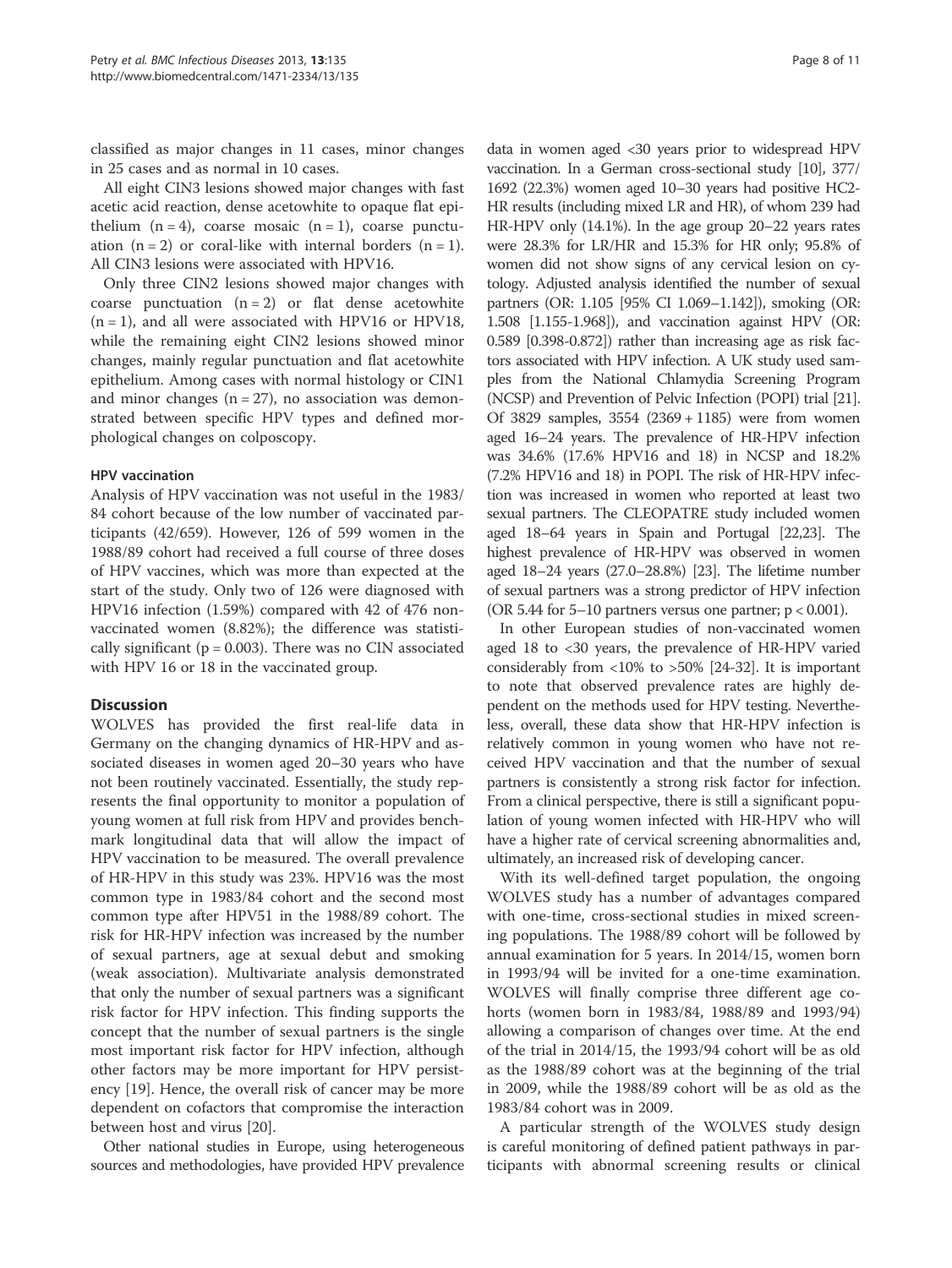classified as major changes in 11 cases, minor changes in 25 cases and as normal in 10 cases.

All eight CIN3 lesions showed major changes with fast acetic acid reaction, dense acetowhite to opaque flat epithelium (n = 4), coarse mosaic (n = 1), coarse punctuation (n = 2) or coral-like with internal borders (n = 1). All CIN3 lesions were associated with HPV16.

Only three CIN2 lesions showed major changes with coarse punctuation (n = 2) or flat dense acetowhite (n = 1), and all were associated with HPV16 or HPV18, while the remaining eight CIN2 lesions showed minor changes, mainly regular punctuation and flat acetowhite epithelium. Among cases with normal histology or CIN1 and minor changes (n = 27), no association was demonstrated between specific HPV types and defined morphological changes on colposcopy.

#### HPV vaccination

Analysis of HPV vaccination was not useful in the 1983/84 cohort because of the low number of vaccinated participants (42/659). However, 126 of 599 women in the 1988/89 cohort had received a full course of three doses of HPV vaccines, which was more than expected at the start of the study. Only two of 126 were diagnosed with HPV16 infection (1.59%) compared with 42 of 476 non-vaccinated women (8.82%); the difference was statistically significant (p = 0.003). There was no CIN associated with HPV 16 or 18 in the vaccinated group.

## Discussion

WOLVES has provided the first real-life data in Germany on the changing dynamics of HR-HPV and associated diseases in women aged 20–30 years who have not been routinely vaccinated. Essentially, the study represents the final opportunity to monitor a population of young women at full risk from HPV and provides benchmark longitudinal data that will allow the impact of HPV vaccination to be measured. The overall prevalence of HR-HPV in this study was 23%. HPV16 was the most common type in 1983/84 cohort and the second most common type after HPV51 in the 1988/89 cohort. The risk for HR-HPV infection was increased by the number of sexual partners, age at sexual debut and smoking (weak association). Multivariate analysis demonstrated that only the number of sexual partners was a significant risk factor for HPV infection. This finding supports the concept that the number of sexual partners is the single most important risk factor for HPV infection, although other factors may be more important for HPV persistency [19]. Hence, the overall risk of cancer may be more dependent on cofactors that compromise the interaction between host and virus [20].

Other national studies in Europe, using heterogeneous sources and methodologies, have provided HPV prevalence data in women aged <30 years prior to widespread HPV vaccination. In a German cross-sectional study [10], 377/1692 (22.3%) women aged 10–30 years had positive HC2-HR results (including mixed LR and HR), of whom 239 had HR-HPV only (14.1%). In the age group 20–22 years rates were 28.3% for LR/HR and 15.3% for HR only; 95.8% of women did not show signs of any cervical lesion on cytology. Adjusted analysis identified the number of sexual partners (OR: 1.105 [95% CI 1.069–1.142]), smoking (OR: 1.508 [1.155-1.968]), and vaccination against HPV (OR: 0.589 [0.398-0.872]) rather than increasing age as risk factors associated with HPV infection. A UK study used samples from the National Chlamydia Screening Program (NCSP) and Prevention of Pelvic Infection (POPI) trial [21]. Of 3829 samples, 3554 (2369 + 1185) were from women aged 16–24 years. The prevalence of HR-HPV infection was 34.6% (17.6% HPV16 and 18) in NCSP and 18.2% (7.2% HPV16 and 18) in POPI. The risk of HR-HPV infection was increased in women who reported at least two sexual partners. The CLEOPATRE study included women aged 18–64 years in Spain and Portugal [22,23]. The highest prevalence of HR-HPV was observed in women aged 18–24 years (27.0–28.8%) [23]. The lifetime number of sexual partners was a strong predictor of HPV infection (OR 5.44 for 5–10 partners versus one partner; p < 0.001).

In other European studies of non-vaccinated women aged 18 to <30 years, the prevalence of HR-HPV varied considerably from <10% to >50% [24-32]. It is important to note that observed prevalence rates are highly dependent on the methods used for HPV testing. Nevertheless, overall, these data show that HR-HPV infection is relatively common in young women who have not received HPV vaccination and that the number of sexual partners is consistently a strong risk factor for infection. From a clinical perspective, there is still a significant population of young women infected with HR-HPV who will have a higher rate of cervical screening abnormalities and, ultimately, an increased risk of developing cancer.

With its well-defined target population, the ongoing WOLVES study has a number of advantages compared with one-time, cross-sectional studies in mixed screening populations. The 1988/89 cohort will be followed by annual examination for 5 years. In 2014/15, women born in 1993/94 will be invited for a one-time examination. WOLVES will finally comprise three different age cohorts (women born in 1983/84, 1988/89 and 1993/94) allowing a comparison of changes over time. At the end of the trial in 2014/15, the 1993/94 cohort will be as old as the 1988/89 cohort was at the beginning of the trial in 2009, while the 1988/89 cohort will be as old as the 1983/84 cohort was in 2009.

A particular strength of the WOLVES study design is careful monitoring of defined patient pathways in participants with abnormal screening results or clinical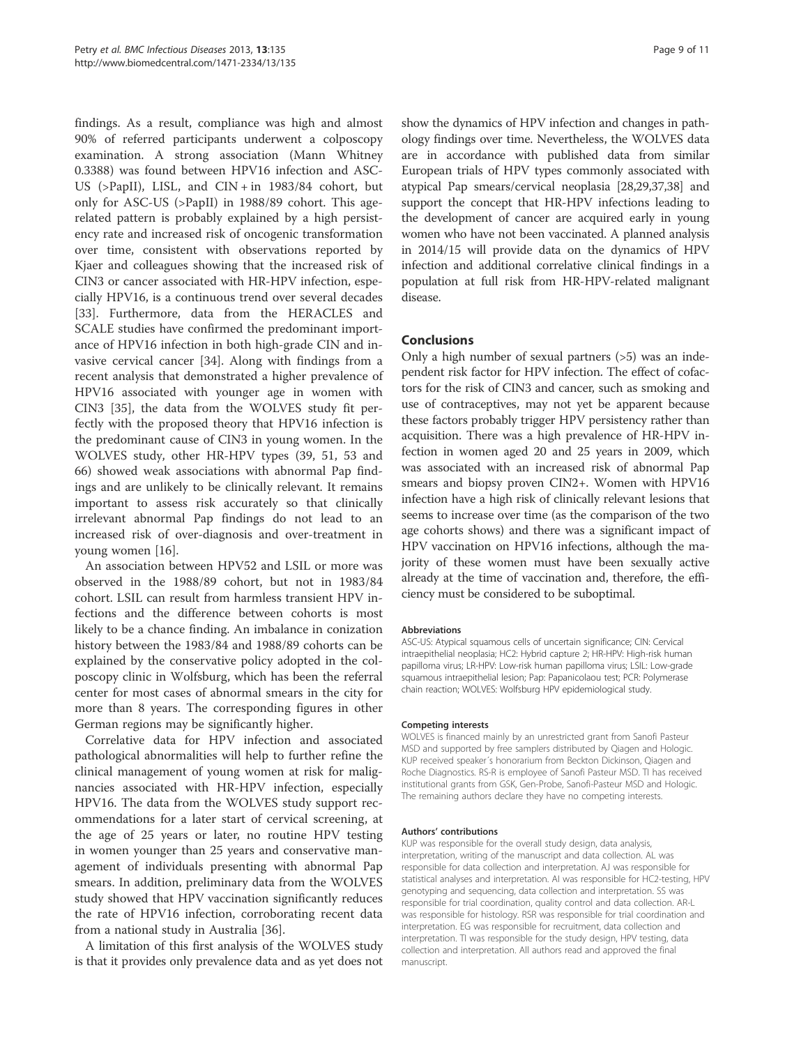findings. As a result, compliance was high and almost 90% of referred participants underwent a colposcopy examination. A strong association (Mann Whitney 0.3388) was found between HPV16 infection and ASC-US (>PapII), LISL, and CIN + in 1983/84 cohort, but only for ASC-US (>PapII) in 1988/89 cohort. This age-related pattern is probably explained by a high persistency rate and increased risk of oncogenic transformation over time, consistent with observations reported by Kjaer and colleagues showing that the increased risk of CIN3 or cancer associated with HR-HPV infection, especially HPV16, is a continuous trend over several decades [33]. Furthermore, data from the HERACLES and SCALE studies have confirmed the predominant importance of HPV16 infection in both high-grade CIN and invasive cervical cancer [34]. Along with findings from a recent analysis that demonstrated a higher prevalence of HPV16 associated with younger age in women with CIN3 [35], the data from the WOLVES study fit perfectly with the proposed theory that HPV16 infection is the predominant cause of CIN3 in young women. In the WOLVES study, other HR-HPV types (39, 51, 53 and 66) showed weak associations with abnormal Pap findings and are unlikely to be clinically relevant. It remains important to assess risk accurately so that clinically irrelevant abnormal Pap findings do not lead to an increased risk of over-diagnosis and over-treatment in young women [16].

An association between HPV52 and LSIL or more was observed in the 1988/89 cohort, but not in 1983/84 cohort. LSIL can result from harmless transient HPV infections and the difference between cohorts is most likely to be a chance finding. An imbalance in conization history between the 1983/84 and 1988/89 cohorts can be explained by the conservative policy adopted in the colposcopy clinic in Wolfsburg, which has been the referral center for most cases of abnormal smears in the city for more than 8 years. The corresponding figures in other German regions may be significantly higher.

Correlative data for HPV infection and associated pathological abnormalities will help to further refine the clinical management of young women at risk for malignancies associated with HR-HPV infection, especially HPV16. The data from the WOLVES study support recommendations for a later start of cervical screening, at the age of 25 years or later, no routine HPV testing in women younger than 25 years and conservative management of individuals presenting with abnormal Pap smears. In addition, preliminary data from the WOLVES study showed that HPV vaccination significantly reduces the rate of HPV16 infection, corroborating recent data from a national study in Australia [36].

A limitation of this first analysis of the WOLVES study is that it provides only prevalence data and as yet does not show the dynamics of HPV infection and changes in pathology findings over time. Nevertheless, the WOLVES data are in accordance with published data from similar European trials of HPV types commonly associated with atypical Pap smears/cervical neoplasia [28,29,37,38] and support the concept that HR-HPV infections leading to the development of cancer are acquired early in young women who have not been vaccinated. A planned analysis in 2014/15 will provide data on the dynamics of HPV infection and additional correlative clinical findings in a population at full risk from HR-HPV-related malignant disease.

## Conclusions

Only a high number of sexual partners (>5) was an independent risk factor for HPV infection. The effect of cofactors for the risk of CIN3 and cancer, such as smoking and use of contraceptives, may not yet be apparent because these factors probably trigger HPV persistency rather than acquisition. There was a high prevalence of HR-HPV infection in women aged 20 and 25 years in 2009, which was associated with an increased risk of abnormal Pap smears and biopsy proven CIN2+. Women with HPV16 infection have a high risk of clinically relevant lesions that seems to increase over time (as the comparison of the two age cohorts shows) and there was a significant impact of HPV vaccination on HPV16 infections, although the majority of these women must have been sexually active already at the time of vaccination and, therefore, the efficiency must be considered to be suboptimal.

#### Abbreviations

ASC-US: Atypical squamous cells of uncertain significance; CIN: Cervical intraepithelial neoplasia; HC2: Hybrid capture 2; HR-HPV: High-risk human papilloma virus; LR-HPV: Low-risk human papilloma virus; LSIL: Low-grade squamous intraepithelial lesion; Pap: Papanicolaou test; PCR: Polymerase chain reaction; WOLVES: Wolfsburg HPV epidemiological study.

#### Competing interests

WOLVES is financed mainly by an unrestricted grant from Sanofi Pasteur MSD and supported by free samplers distributed by Qiagen and Hologic. KUP received speaker´s honorarium from Beckton Dickinson, Qiagen and Roche Diagnostics. RS-R is employee of Sanofi Pasteur MSD. TI has received institutional grants from GSK, Gen-Probe, Sanofi-Pasteur MSD and Hologic. The remaining authors declare they have no competing interests.

#### Authors' contributions

KUP was responsible for the overall study design, data analysis, interpretation, writing of the manuscript and data collection. AL was responsible for data collection and interpretation. AJ was responsible for statistical analyses and interpretation. AI was responsible for HC2-testing, HPV genotyping and sequencing, data collection and interpretation. SS was responsible for trial coordination, quality control and data collection. AR-L was responsible for histology. RSR was responsible for trial coordination and interpretation. EG was responsible for recruitment, data collection and interpretation. TI was responsible for the study design, HPV testing, data collection and interpretation. All authors read and approved the final manuscript.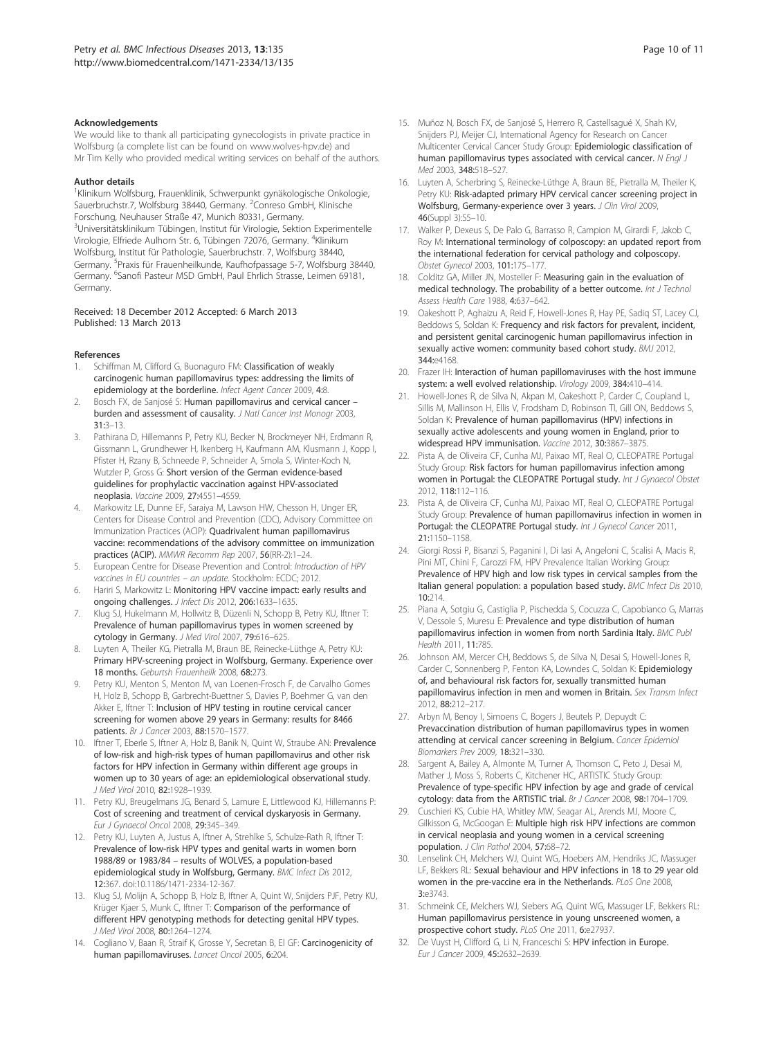## Acknowledgements

We would like to thank all participating gynecologists in private practice in Wolfsburg (a complete list can be found on www.wolves-hpv.de) and Mr Tim Kelly who provided medical writing services on behalf of the authors.

## Author details

[1]Klinikum Wolfsburg, Frauenklinik, Schwerpunkt gynäkologische Onkologie, Sauerbruchstr.7, Wolfsburg 38440, Germany. [2]Conreso GmbH, Klinische Forschung, Neuhauser Straße 47, Munich 80331, Germany. [3]Universitätsklinikum Tübingen, Institut für Virologie, Sektion Experimentelle Virologie, Elfriede Aulhorn Str. 6, Tübingen 72076, Germany. [4]Klinikum Wolfsburg, Institut für Pathologie, Sauerbruchstr. 7, Wolfsburg 38440, Germany. [5]Praxis für Frauenheilkunde, Kaufhofpassage 5-7, Wolfsburg 38440, Germany. [6]Sanofi Pasteur MSD GmbH, Paul Ehrlich Strasse, Leimen 69181, Germany.

Received: 18 December 2012 Accepted: 6 March 2013
Published: 13 March 2013

## References

1. Schiffman M, Clifford G, Buonaguro FM: **Classification of weakly carcinogenic human papillomavirus types: addressing the limits of epidemiology at the borderline.** *Infect Agent Cancer* 2009, **4**:8.
2. Bosch FX, de Sanjosé S: **Human papillomavirus and cervical cancer – burden and assessment of causality.** *J Natl Cancer Inst Monogr* 2003, **31**:3–13.
3. Pathirana D, Hillemanns P, Petry KU, Becker N, Brockmeyer NH, Erdmann R, Gissmann L, Grundhewer H, Ikenberg H, Kaufmann AM, Klusmann J, Kopp I, Pfister H, Rzany B, Schneede P, Schneider A, Smola S, Winter-Koch N, Wutzler P, Gross G: **Short version of the German evidence-based guidelines for prophylactic vaccination against HPV-associated neoplasia.** *Vaccine* 2009, **27**:4551–4559.
4. Markowitz LE, Dunne EF, Saraiya M, Lawson HW, Chesson H, Unger ER, Centers for Disease Control and Prevention (CDC), Advisory Committee on Immunization Practices (ACIP): **Quadrivalent human papillomavirus vaccine: recommendations of the advisory committee on immunization practices (ACIP).** *MMWR Recomm Rep* 2007, **56**(RR-2):1–24.
5. European Centre for Disease Prevention and Control: *Introduction of HPV vaccines in EU countries – an update.* Stockholm: ECDC; 2012.
6. Hariri S, Markowitz L: **Monitoring HPV vaccine impact: early results and ongoing challenges.** *J Infect Dis* 2012, **206**:1633–1635.
7. Klug SJ, Hukelmann M, Hollwitz B, Düzenli N, Schopp B, Petry KU, Iftner T: **Prevalence of human papillomavirus types in women screened by cytology in Germany.** *J Med Virol* 2007, **79**:616–625.
8. Luyten A, Theiler KG, Pietralla M, Braun BE, Reinecke-Lüthge A, Petry KU: **Primary HPV-screening project in Wolfsburg, Germany. Experience over 18 months.** *Geburtsh Frauenheilk* 2008, **68**:273.
9. Petry KU, Menton S, Menton M, van Loenen-Frosch F, de Carvalho Gomes H, Holz B, Schopp B, Garbrecht-Buettner S, Davies P, Boehmer G, van den Akker E, Iftner T: **Inclusion of HPV testing in routine cervical cancer screening for women above 29 years in Germany: results for 8466 patients.** *Br J Cancer* 2003, **88**:1570–1577.
10. Iftner T, Eberle S, Iftner A, Holz B, Banik N, Quint W, Straube AN: **Prevalence of low-risk and high-risk types of human papillomavirus and other risk factors for HPV infection in Germany within different age groups in women up to 30 years of age: an epidemiological observational study.** *J Med Virol* 2010, **82**:1928–1939.
11. Petry KU, Breugelmans JG, Benard S, Lamure E, Littlewood KJ, Hillemanns P: **Cost of screening and treatment of cervical dyskaryosis in Germany.** *Eur J Gynaecol Oncol* 2008, **29**:345–349.
12. Petry KU, Luyten A, Justus A, Iftner A, Strehlke S, Schulze-Rath R, Iftner T: **Prevalence of low-risk HPV types and genital warts in women born 1988/89 or 1983/84 – results of WOLVES, a population-based epidemiological study in Wolfsburg, Germany.** *BMC Infect Dis* 2012, **12**:367. doi:10.1186/1471-2334-12-367.
13. Klug SJ, Molijn A, Schopp B, Holz B, Iftner A, Quint W, Snijders PJF, Petry KU, Krüger Kjaer S, Munk C, Iftner T: **Comparison of the performance of different HPV genotyping methods for detecting genital HPV types.** *J Med Virol* 2008, **80**:1264–1274.
14. Cogliano V, Baan R, Straif K, Grosse Y, Secretan B, El GF: **Carcinogenicity of human papillomaviruses.** *Lancet Oncol* 2005, **6**:204.
15. Muñoz N, Bosch FX, de Sanjosé S, Herrero R, Castellsagué X, Shah KV, Snijders PJ, Meijer CJ, International Agency for Research on Cancer Multicenter Cervical Cancer Study Group: **Epidemiologic classification of human papillomavirus types associated with cervical cancer.** *N Engl J Med* 2003, **348**:518–527.
16. Luyten A, Scherbring S, Reinecke-Lüthge A, Braun BE, Pietralla M, Theiler K, Petry KU: **Risk-adapted primary HPV cervical cancer screening project in Wolfsburg, Germany-experience over 3 years.** *J Clin Virol* 2009, **46**(Suppl 3):S5–10.
17. Walker P, Dexeus S, De Palo G, Barrasso R, Campion M, Girardi F, Jakob C, Roy M: **International terminology of colposcopy: an updated report from the international federation for cervical pathology and colposcopy.** *Obstet Gynecol* 2003, **101**:175–177.
18. Colditz GA, Miller JN, Mosteller F: **Measuring gain in the evaluation of medical technology. The probability of a better outcome.** *Int J Technol Assess Health Care* 1988, **4**:637–642.
19. Oakeshott P, Aghaizu A, Reid F, Howell-Jones R, Hay PE, Sadiq ST, Lacey CJ, Beddows S, Soldan K: **Frequency and risk factors for prevalent, incident, and persistent genital carcinogenic human papillomavirus infection in sexually active women: community based cohort study.** *BMJ* 2012, **344**:e4168.
20. Frazer IH: **Interaction of human papillomaviruses with the host immune system: a well evolved relationship.** *Virology* 2009, **384**:410–414.
21. Howell-Jones R, de Silva N, Akpan M, Oakeshott P, Carder C, Coupland L, Sillis M, Mallinson H, Ellis V, Frodsham D, Robinson TI, Gill ON, Beddows S, Soldan K: **Prevalence of human papillomavirus (HPV) infections in sexually active adolescents and young women in England, prior to widespread HPV immunisation.** *Vaccine* 2012, **30**:3867–3875.
22. Pista A, de Oliveira CF, Cunha MJ, Paixao MT, Real O, CLEOPATRE Portugal Study Group: **Risk factors for human papillomavirus infection among women in Portugal: the CLEOPATRE Portugal study.** *Int J Gynaecol Obstet* 2012, **118**:112–116.
23. Pista A, de Oliveira CF, Cunha MJ, Paixao MT, Real O, CLEOPATRE Portugal Study Group: **Prevalence of human papillomavirus infection in women in Portugal: the CLEOPATRE Portugal study.** *Int J Gynecol Cancer* 2011, **21**:1150–1158.
24. Giorgi Rossi P, Bisanzi S, Paganini I, Di Iasi A, Angeloni C, Scalisi A, Macis R, Pini MT, Chini F, Carozzi FM, HPV Prevalence Italian Working Group: **Prevalence of HPV high and low risk types in cervical samples from the Italian general population: a population based study.** *BMC Infect Dis* 2010, **10**:214.
25. Piana A, Sotgiu G, Castiglia P, Pischedda S, Cocuzza C, Capobianco G, Marras V, Dessole S, Muresu E: **Prevalence and type distribution of human papillomavirus infection in women from north Sardinia Italy.** *BMC Publ Health* 2011, **11**:785.
26. Johnson AM, Mercer CH, Beddows S, de Silva N, Desai S, Howell-Jones R, Carder C, Sonnenberg P, Fenton KA, Lowndes C, Soldan K: **Epidemiology of, and behavioural risk factors for, sexually transmitted human papillomavirus infection in men and women in Britain.** *Sex Transm Infect* 2012, **88**:212–217.
27. Arbyn M, Benoy I, Simoens C, Bogers J, Beutels P, Depuydt C: **Prevaccination distribution of human papillomavirus types in women attending at cervical cancer screening in Belgium.** *Cancer Epidemiol Biomarkers Prev* 2009, **18**:321–330.
28. Sargent A, Bailey A, Almonte M, Turner A, Thomson C, Peto J, Desai M, Mather J, Moss S, Roberts C, Kitchener HC, ARTISTIC Study Group: **Prevalence of type-specific HPV infection by age and grade of cervical cytology: data from the ARTISTIC trial.** *Br J Cancer* 2008, **98**:1704–1709.
29. Cuschieri KS, Cubie HA, Whitley MW, Seagar AL, Arends MJ, Moore C, Gilkisson G, McGoogan E: **Multiple high risk HPV infections are common in cervical neoplasia and young women in a cervical screening population.** *J Clin Pathol* 2004, **57**:68–72.
30. Lenselink CH, Melchers WJ, Quint WG, Hoebers AM, Hendriks JC, Massuger LF, Bekkers RL: **Sexual behaviour and HPV infections in 18 to 29 year old women in the pre-vaccine era in the Netherlands.** *PLoS One* 2008, **3**:e3743.
31. Schmeink CE, Melchers WJ, Siebers AG, Quint WG, Massuger LF, Bekkers RL: **Human papillomavirus persistence in young unscreened women, a prospective cohort study.** *PLoS One* 2011, **6**:e27937.
32. De Vuyst H, Clifford G, Li N, Franceschi S: **HPV infection in Europe.** *Eur J Cancer* 2009, **45**:2632–2639.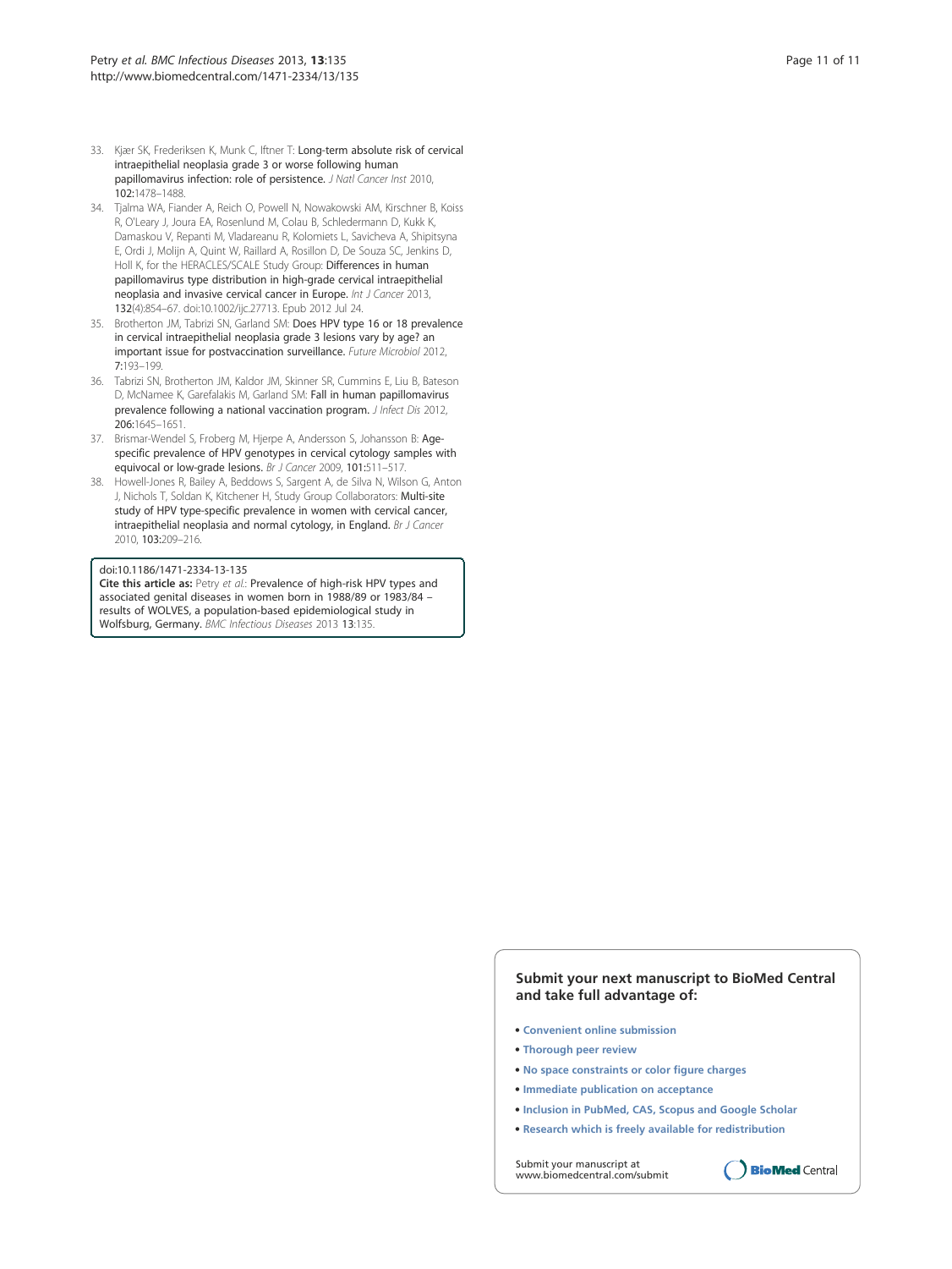33. Kjær SK, Frederiksen K, Munk C, Iftner T: **Long-term absolute risk of cervical intraepithelial neoplasia grade 3 or worse following human papillomavirus infection: role of persistence.** *J Natl Cancer Inst* 2010, **102**:1478–1488.
34. Tjalma WA, Fiander A, Reich O, Powell N, Nowakowski AM, Kirschner B, Koiss R, O'Leary J, Joura EA, Rosenlund M, Colau B, Schledermann D, Kukk K, Damaskou V, Repanti M, Vladareanu R, Kolomiets L, Savicheva A, Shipitsyna E, Ordi J, Molijn A, Quint W, Raillard A, Rosillon D, De Souza SC, Jenkins D, Holl K, for the HERACLES/SCALE Study Group: **Differences in human papillomavirus type distribution in high-grade cervical intraepithelial neoplasia and invasive cervical cancer in Europe.** *Int J Cancer* 2013, **132**(4):854–67. doi:10.1002/ijc.27713. Epub 2012 Jul 24.
35. Brotherton JM, Tabrizi SN, Garland SM: **Does HPV type 16 or 18 prevalence in cervical intraepithelial neoplasia grade 3 lesions vary by age? an important issue for postvaccination surveillance.** *Future Microbiol* 2012, **7**:193–199.
36. Tabrizi SN, Brotherton JM, Kaldor JM, Skinner SR, Cummins E, Liu B, Bateson D, McNamee K, Garefalakis M, Garland SM: **Fall in human papillomavirus prevalence following a national vaccination program.** *J Infect Dis* 2012, **206**:1645–1651.
37. Brismar-Wendel S, Froberg M, Hjerpe A, Andersson S, Johansson B: **Age-specific prevalence of HPV genotypes in cervical cytology samples with equivocal or low-grade lesions.** *Br J Cancer* 2009, **101**:511–517.
38. Howell-Jones R, Bailey A, Beddows S, Sargent A, de Silva N, Wilson G, Anton J, Nichols T, Soldan K, Kitchener H, Study Group Collaborators: **Multi-site study of HPV type-specific prevalence in women with cervical cancer, intraepithelial neoplasia and normal cytology, in England.** *Br J Cancer* 2010, **103**:209–216.

doi:10.1186/1471-2334-13-135

**Cite this article as:** Petry *et al.*: Prevalence of high-risk HPV types and associated genital diseases in women born in 1988/89 or 1983/84 – results of WOLVES, a population-based epidemiological study in Wolfsburg, Germany. *BMC Infectious Diseases* 2013 **13**:135.

**Submit your next manuscript to BioMed Central and take full advantage of:**

- **Convenient online submission**
- **Thorough peer review**
- **No space constraints or color figure charges**
- **Immediate publication on acceptance**
- **Inclusion in PubMed, CAS, Scopus and Google Scholar**
- **Research which is freely available for redistribution**

Submit your manuscript at www.biomedcentral.com/submit

BioMed Central